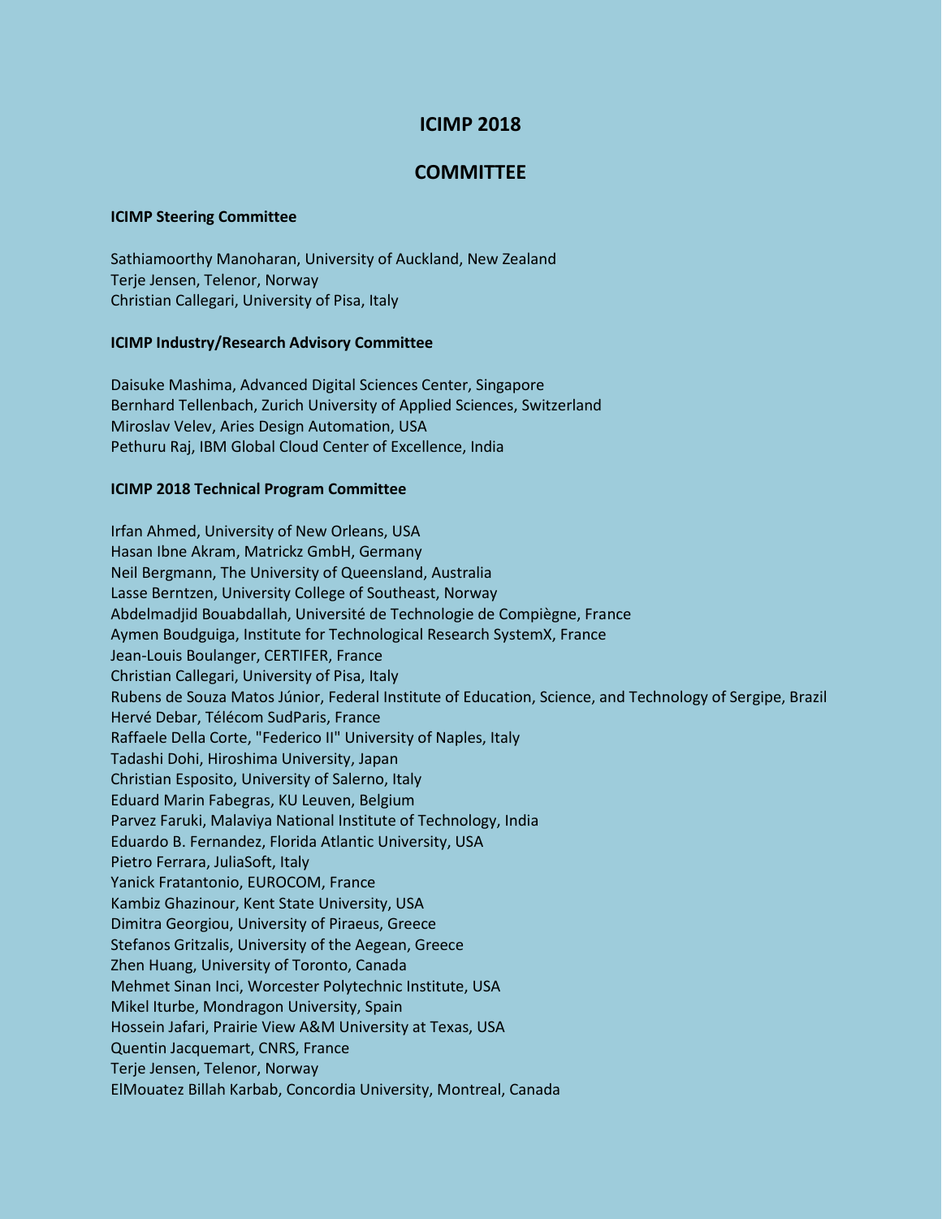# ICIMP 2018

## COMMITTEE

### ICIMP Steering Committee

Sathiamoorthy Manoharan, University of Auckland, New Zealand
Terje Jensen, Telenor, Norway
Christian Callegari, University of Pisa, Italy

### ICIMP Industry/Research Advisory Committee

Daisuke Mashima, Advanced Digital Sciences Center, Singapore
Bernhard Tellenbach, Zurich University of Applied Sciences, Switzerland
Miroslav Velev, Aries Design Automation, USA
Pethuru Raj, IBM Global Cloud Center of Excellence, India

### ICIMP 2018 Technical Program Committee

Irfan Ahmed, University of New Orleans, USA
Hasan Ibne Akram, Matrickz GmbH, Germany
Neil Bergmann, The University of Queensland, Australia
Lasse Berntzen, University College of Southeast, Norway
Abdelmadjid Bouabdallah, Université de Technologie de Compiègne, France
Aymen Boudguiga, Institute for Technological Research SystemX, France
Jean-Louis Boulanger, CERTIFER, France
Christian Callegari, University of Pisa, Italy
Rubens de Souza Matos Júnior, Federal Institute of Education, Science, and Technology of Sergipe, Brazil
Hervé Debar, Télécom SudParis, France
Raffaele Della Corte, "Federico II" University of Naples, Italy
Tadashi Dohi, Hiroshima University, Japan
Christian Esposito, University of Salerno, Italy
Eduard Marin Fabegras, KU Leuven, Belgium
Parvez Faruki, Malaviya National Institute of Technology, India
Eduardo B. Fernandez, Florida Atlantic University, USA
Pietro Ferrara, JuliaSoft, Italy
Yanick Fratantonio, EUROCOM, France
Kambiz Ghazinour, Kent State University, USA
Dimitra Georgiou, University of Piraeus, Greece
Stefanos Gritzalis, University of the Aegean, Greece
Zhen Huang, University of Toronto, Canada
Mehmet Sinan Inci, Worcester Polytechnic Institute, USA
Mikel Iturbe, Mondragon University, Spain
Hossein Jafari, Prairie View A&M University at Texas, USA
Quentin Jacquemart, CNRS, France
Terje Jensen, Telenor, Norway
ElMouatez Billah Karbab, Concordia University, Montreal, Canada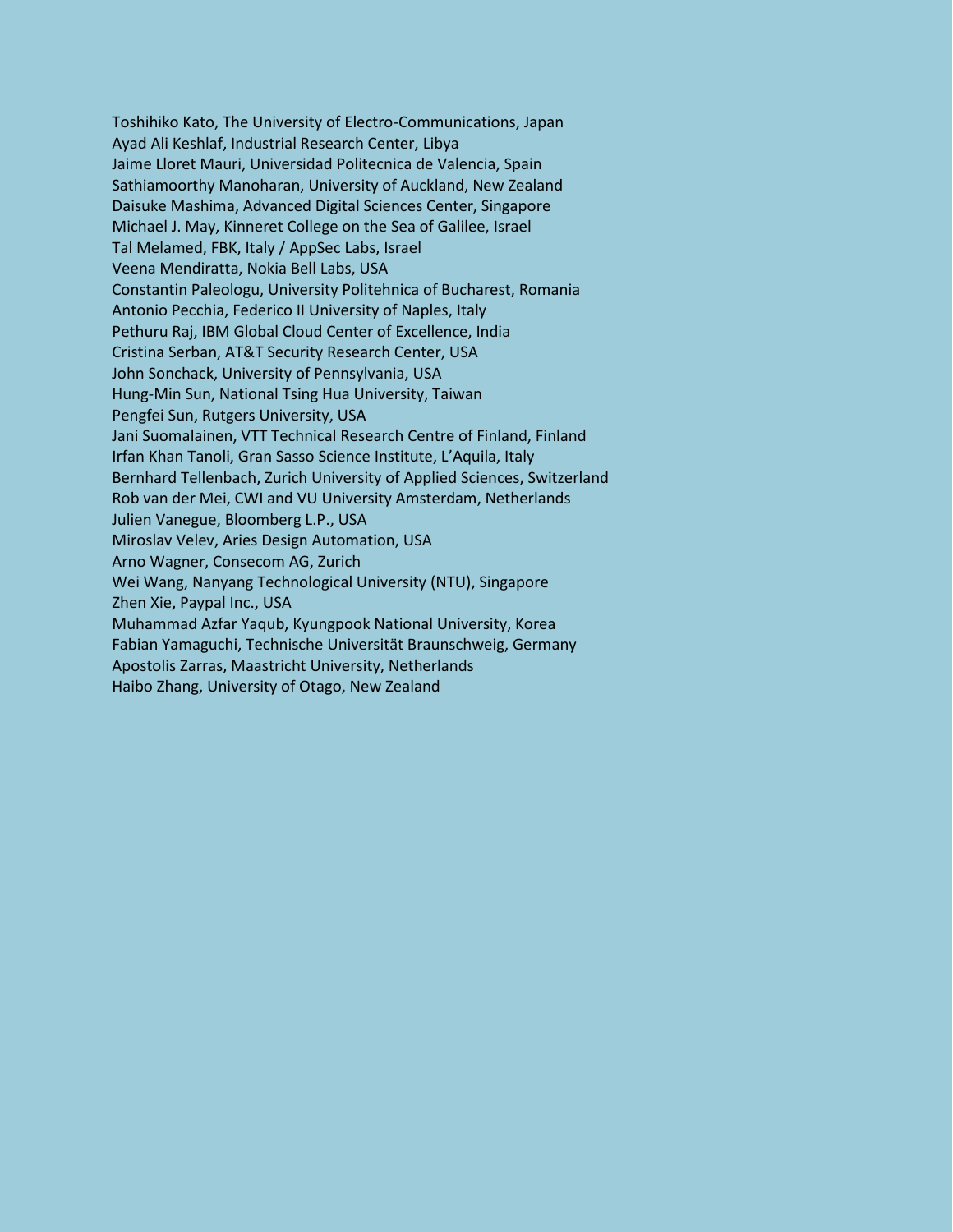Toshihiko Kato, The University of Electro-Communications, Japan
Ayad Ali Keshlaf, Industrial Research Center, Libya
Jaime Lloret Mauri, Universidad Politecnica de Valencia, Spain
Sathiamoorthy Manoharan, University of Auckland, New Zealand
Daisuke Mashima, Advanced Digital Sciences Center, Singapore
Michael J. May, Kinneret College on the Sea of Galilee, Israel
Tal Melamed, FBK, Italy / AppSec Labs, Israel
Veena Mendiratta, Nokia Bell Labs, USA
Constantin Paleologu, University Politehnica of Bucharest, Romania
Antonio Pecchia, Federico II University of Naples, Italy
Pethuru Raj, IBM Global Cloud Center of Excellence, India
Cristina Serban, AT&T Security Research Center, USA
John Sonchack, University of Pennsylvania, USA
Hung-Min Sun, National Tsing Hua University, Taiwan
Pengfei Sun, Rutgers University, USA
Jani Suomalainen, VTT Technical Research Centre of Finland, Finland
Irfan Khan Tanoli, Gran Sasso Science Institute, L'Aquila, Italy
Bernhard Tellenbach, Zurich University of Applied Sciences, Switzerland
Rob van der Mei, CWI and VU University Amsterdam, Netherlands
Julien Vanegue, Bloomberg L.P., USA
Miroslav Velev, Aries Design Automation, USA
Arno Wagner, Consecom AG, Zurich
Wei Wang, Nanyang Technological University (NTU), Singapore
Zhen Xie, Paypal Inc., USA
Muhammad Azfar Yaqub, Kyungpook National University, Korea
Fabian Yamaguchi, Technische Universität Braunschweig, Germany
Apostolis Zarras, Maastricht University, Netherlands
Haibo Zhang, University of Otago, New Zealand